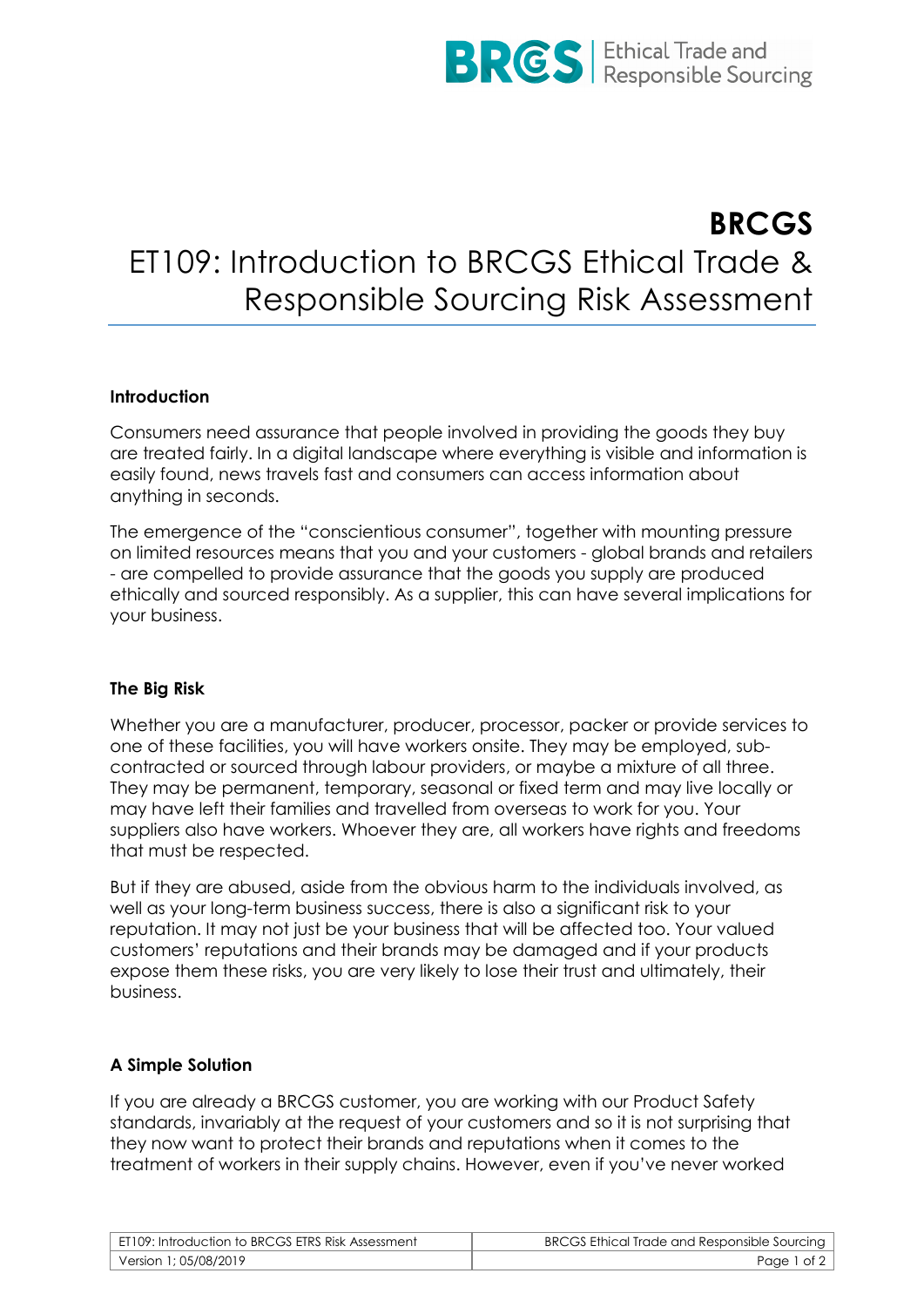# BRCGS

# ET109: Introduction to BRCGS Ethical Trade & Responsible Sourcing Risk Assessment

### Introduction

Consumers need assurance that people involved in providing the goods they buy are treated fairly. In a digital landscape where everything is visible and information is easily found, news travels fast and consumers can access information about anything in seconds.

The emergence of the "conscientious consumer", together with mounting pressure on limited resources means that you and your customers - global brands and retailers - are compelled to provide assurance that the goods you supply are produced ethically and sourced responsibly. As a supplier, this can have several implications for your business.

### The Big Risk

Whether you are a manufacturer, producer, processor, packer or provide services to one of these facilities, you will have workers onsite. They may be employed, sub-contracted or sourced through labour providers, or maybe a mixture of all three. They may be permanent, temporary, seasonal or fixed term and may live locally or may have left their families and travelled from overseas to work for you. Your suppliers also have workers. Whoever they are, all workers have rights and freedoms that must be respected.

But if they are abused, aside from the obvious harm to the individuals involved, as well as your long-term business success, there is also a significant risk to your reputation. It may not just be your business that will be affected too. Your valued customers' reputations and their brands may be damaged and if your products expose them these risks, you are very likely to lose their trust and ultimately, their business.

### A Simple Solution

If you are already a BRCGS customer, you are working with our Product Safety standards, invariably at the request of your customers and so it is not surprising that they now want to protect their brands and reputations when it comes to the treatment of workers in their supply chains. However, even if you've never worked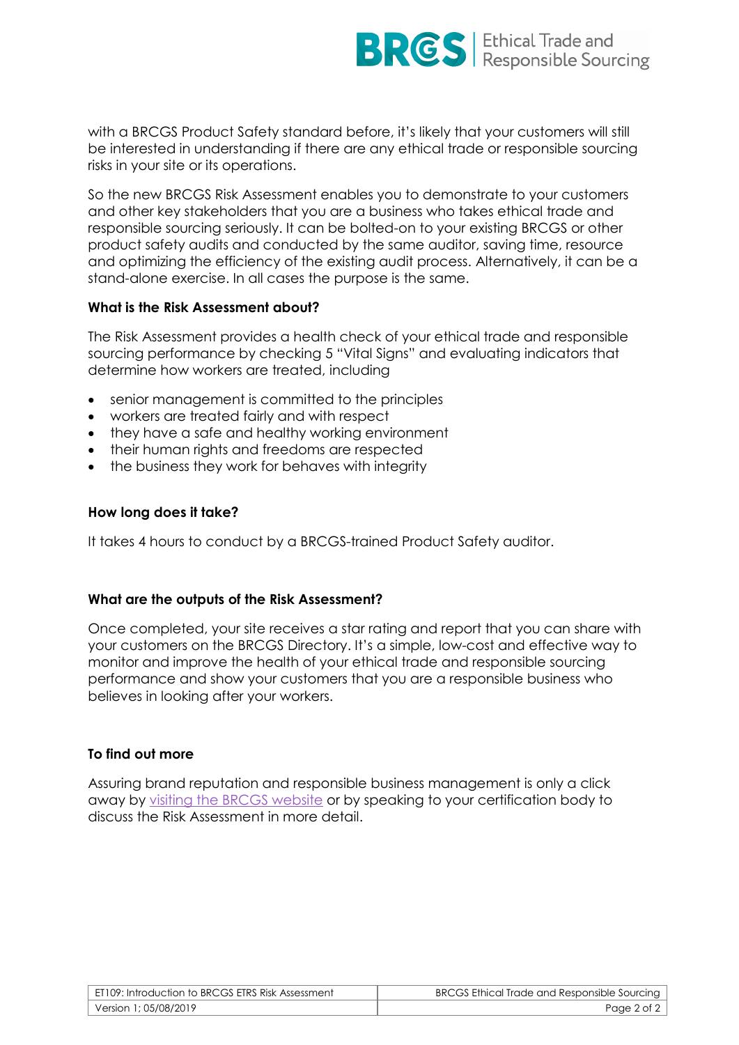with a BRCGS Product Safety standard before, it's likely that your customers will still be interested in understanding if there are any ethical trade or responsible sourcing risks in your site or its operations.

So the new BRCGS Risk Assessment enables you to demonstrate to your customers and other key stakeholders that you are a business who takes ethical trade and responsible sourcing seriously. It can be bolted-on to your existing BRCGS or other product safety audits and conducted by the same auditor, saving time, resource and optimizing the efficiency of the existing audit process. Alternatively, it can be a stand-alone exercise. In all cases the purpose is the same.

**What is the Risk Assessment about?**

The Risk Assessment provides a health check of your ethical trade and responsible sourcing performance by checking 5 "Vital Signs" and evaluating indicators that determine how workers are treated, including

- senior management is committed to the principles
- workers are treated fairly and with respect
- they have a safe and healthy working environment
- their human rights and freedoms are respected
- the business they work for behaves with integrity

**How long does it take?**

It takes 4 hours to conduct by a BRCGS-trained Product Safety auditor.

**What are the outputs of the Risk Assessment?**

Once completed, your site receives a star rating and report that you can share with your customers on the BRCGS Directory. It's a simple, low-cost and effective way to monitor and improve the health of your ethical trade and responsible sourcing performance and show your customers that you are a responsible business who believes in looking after your workers.

**To find out more**

Assuring brand reputation and responsible business management is only a click away by visiting the BRCGS website or by speaking to your certification body to discuss the Risk Assessment in more detail.